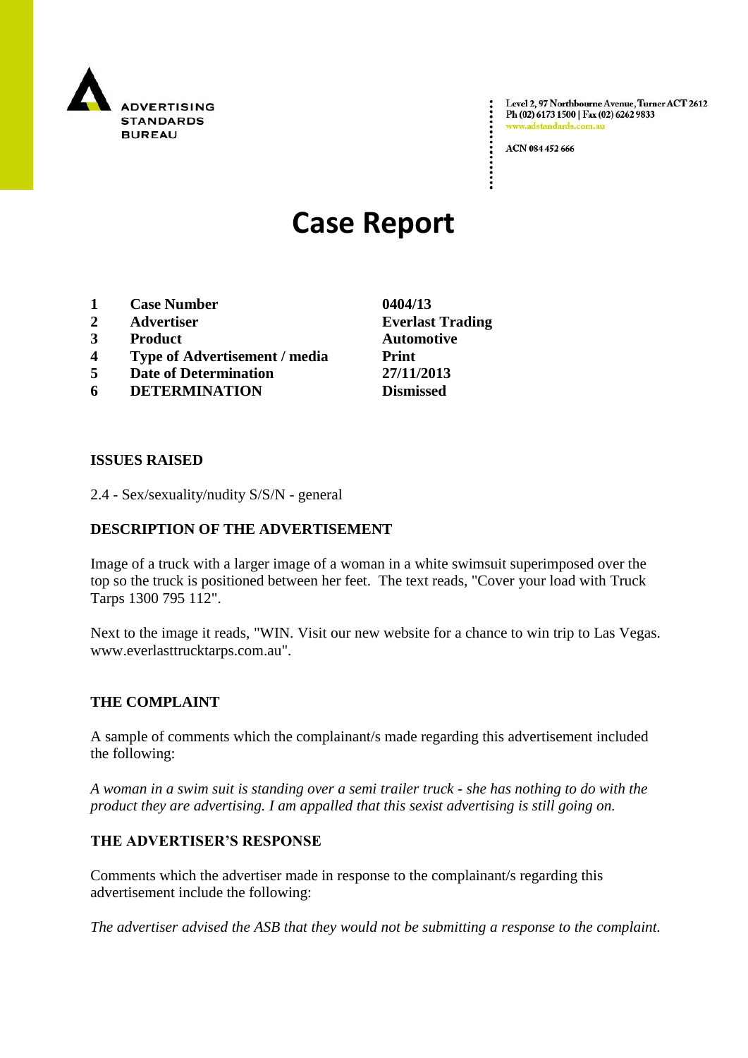ADVERTISING STANDARDS BUREAU

Level 2, 97 Northbourne Avenue, Turner ACT 2612
Ph (02) 6173 1500 | Fax (02) 6262 9833
www.adstandards.com.au

ACN 084 452 666

# Case Report

| | | |
|---|---|---|
| **1** | **Case Number** | **0404/13** |
| **2** | **Advertiser** | **Everlast Trading** |
| **3** | **Product** | **Automotive** |
| **4** | **Type of Advertisement / media** | **Print** |
| **5** | **Date of Determination** | **27/11/2013** |
| **6** | **DETERMINATION** | **Dismissed** |

**ISSUES RAISED**

2.4 - Sex/sexuality/nudity S/S/N - general

**DESCRIPTION OF THE ADVERTISEMENT**

Image of a truck with a larger image of a woman in a white swimsuit superimposed over the top so the truck is positioned between her feet. The text reads, "Cover your load with Truck Tarps 1300 795 112".

Next to the image it reads, "WIN. Visit our new website for a chance to win trip to Las Vegas. www.everlasttrucktarps.com.au".

**THE COMPLAINT**

A sample of comments which the complainant/s made regarding this advertisement included the following:

*A woman in a swim suit is standing over a semi trailer truck - she has nothing to do with the product they are advertising. I am appalled that this sexist advertising is still going on.*

**THE ADVERTISER'S RESPONSE**

Comments which the advertiser made in response to the complainant/s regarding this advertisement include the following:

*The advertiser advised the ASB that they would not be submitting a response to the complaint.*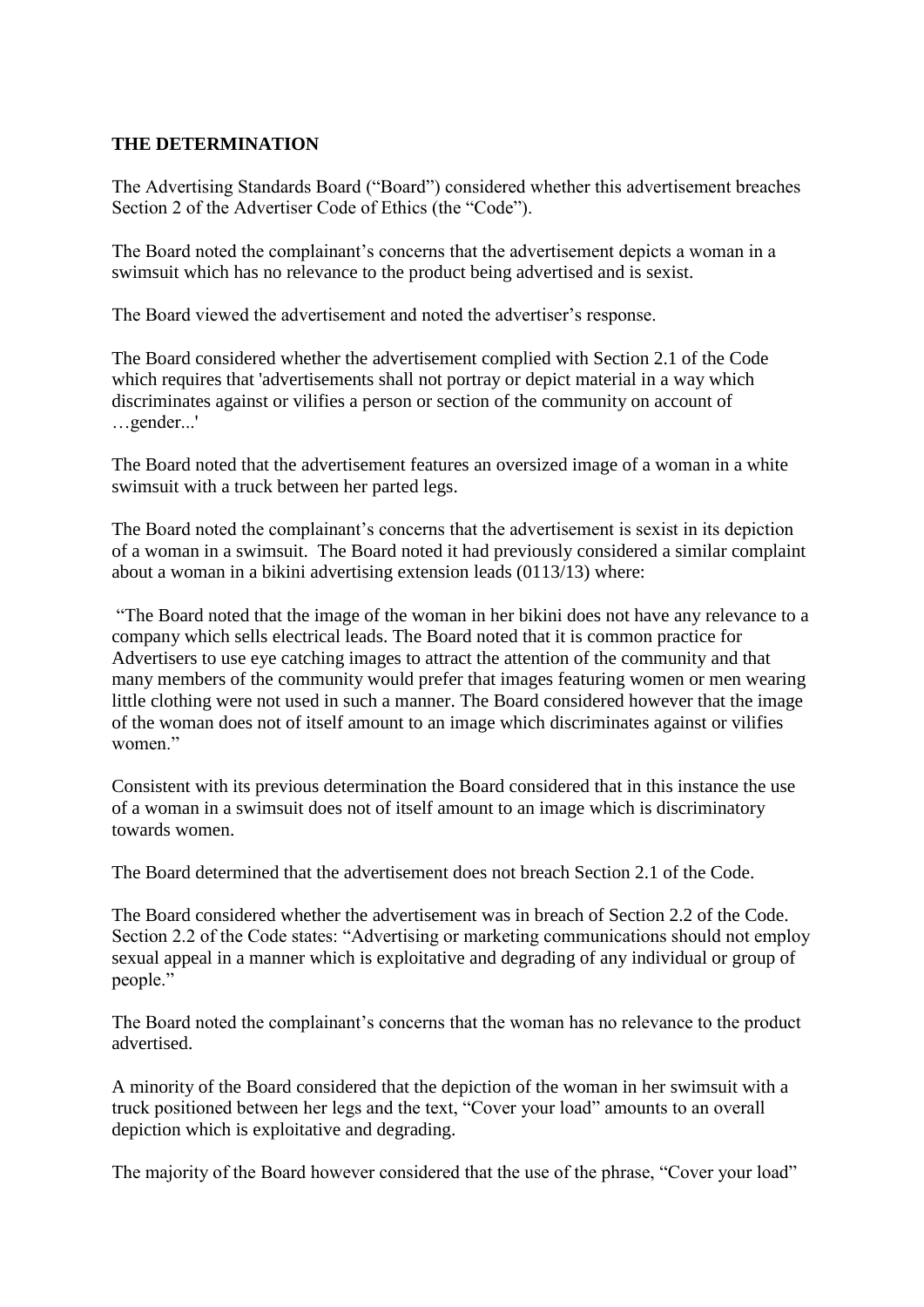**THE DETERMINATION**

The Advertising Standards Board ("Board") considered whether this advertisement breaches Section 2 of the Advertiser Code of Ethics (the "Code").

The Board noted the complainant's concerns that the advertisement depicts a woman in a swimsuit which has no relevance to the product being advertised and is sexist.

The Board viewed the advertisement and noted the advertiser's response.

The Board considered whether the advertisement complied with Section 2.1 of the Code which requires that 'advertisements shall not portray or depict material in a way which discriminates against or vilifies a person or section of the community on account of …gender...'

The Board noted that the advertisement features an oversized image of a woman in a white swimsuit with a truck between her parted legs.

The Board noted the complainant's concerns that the advertisement is sexist in its depiction of a woman in a swimsuit. The Board noted it had previously considered a similar complaint about a woman in a bikini advertising extension leads (0113/13) where:

"The Board noted that the image of the woman in her bikini does not have any relevance to a company which sells electrical leads. The Board noted that it is common practice for Advertisers to use eye catching images to attract the attention of the community and that many members of the community would prefer that images featuring women or men wearing little clothing were not used in such a manner. The Board considered however that the image of the woman does not of itself amount to an image which discriminates against or vilifies women."

Consistent with its previous determination the Board considered that in this instance the use of a woman in a swimsuit does not of itself amount to an image which is discriminatory towards women.

The Board determined that the advertisement does not breach Section 2.1 of the Code.

The Board considered whether the advertisement was in breach of Section 2.2 of the Code. Section 2.2 of the Code states: "Advertising or marketing communications should not employ sexual appeal in a manner which is exploitative and degrading of any individual or group of people."

The Board noted the complainant's concerns that the woman has no relevance to the product advertised.

A minority of the Board considered that the depiction of the woman in her swimsuit with a truck positioned between her legs and the text, "Cover your load" amounts to an overall depiction which is exploitative and degrading.

The majority of the Board however considered that the use of the phrase, "Cover your load"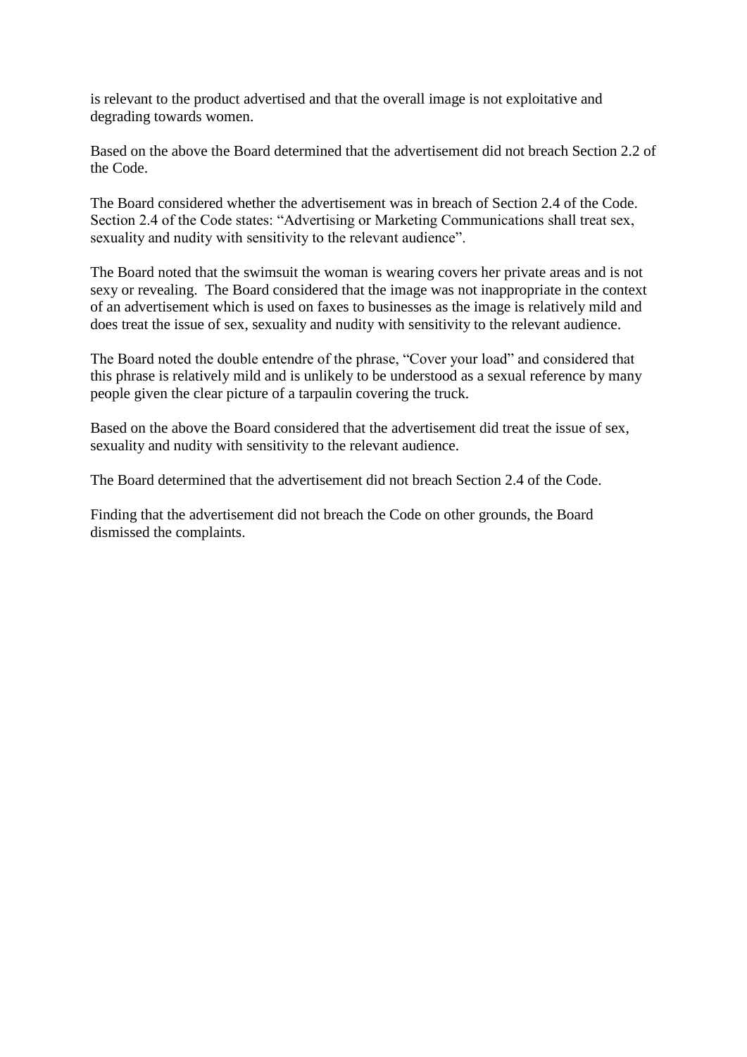is relevant to the product advertised and that the overall image is not exploitative and degrading towards women.

Based on the above the Board determined that the advertisement did not breach Section 2.2 of the Code.

The Board considered whether the advertisement was in breach of Section 2.4 of the Code. Section 2.4 of the Code states: “Advertising or Marketing Communications shall treat sex, sexuality and nudity with sensitivity to the relevant audience”.

The Board noted that the swimsuit the woman is wearing covers her private areas and is not sexy or revealing. The Board considered that the image was not inappropriate in the context of an advertisement which is used on faxes to businesses as the image is relatively mild and does treat the issue of sex, sexuality and nudity with sensitivity to the relevant audience.

The Board noted the double entendre of the phrase, “Cover your load” and considered that this phrase is relatively mild and is unlikely to be understood as a sexual reference by many people given the clear picture of a tarpaulin covering the truck.

Based on the above the Board considered that the advertisement did treat the issue of sex, sexuality and nudity with sensitivity to the relevant audience.

The Board determined that the advertisement did not breach Section 2.4 of the Code.

Finding that the advertisement did not breach the Code on other grounds, the Board dismissed the complaints.